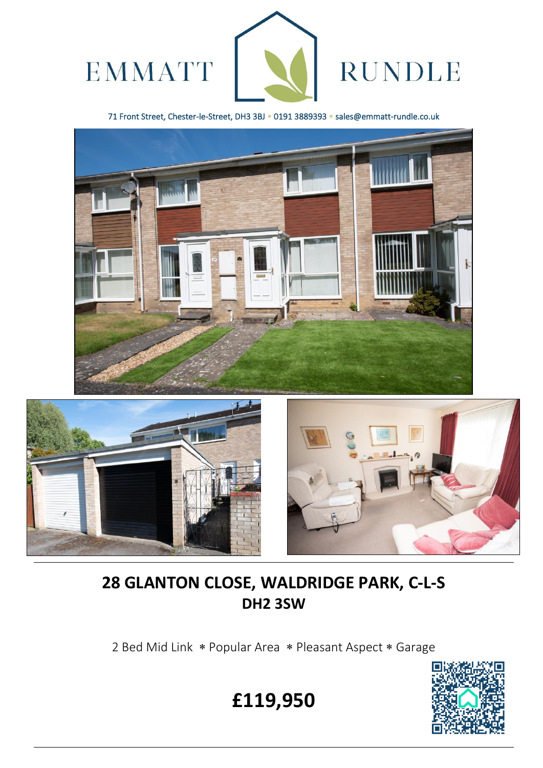EMMATT RUNDLE

71 Front Street, Chester-le-Street, DH3 3BJ * 0191 3889393 * sales@emmatt-rundle.co.uk

# 28 GLANTON CLOSE, WALDRIDGE PARK, C-L-S
## DH2 3SW

2 Bed Mid Link * Popular Area * Pleasant Aspect * Garage

# £119,950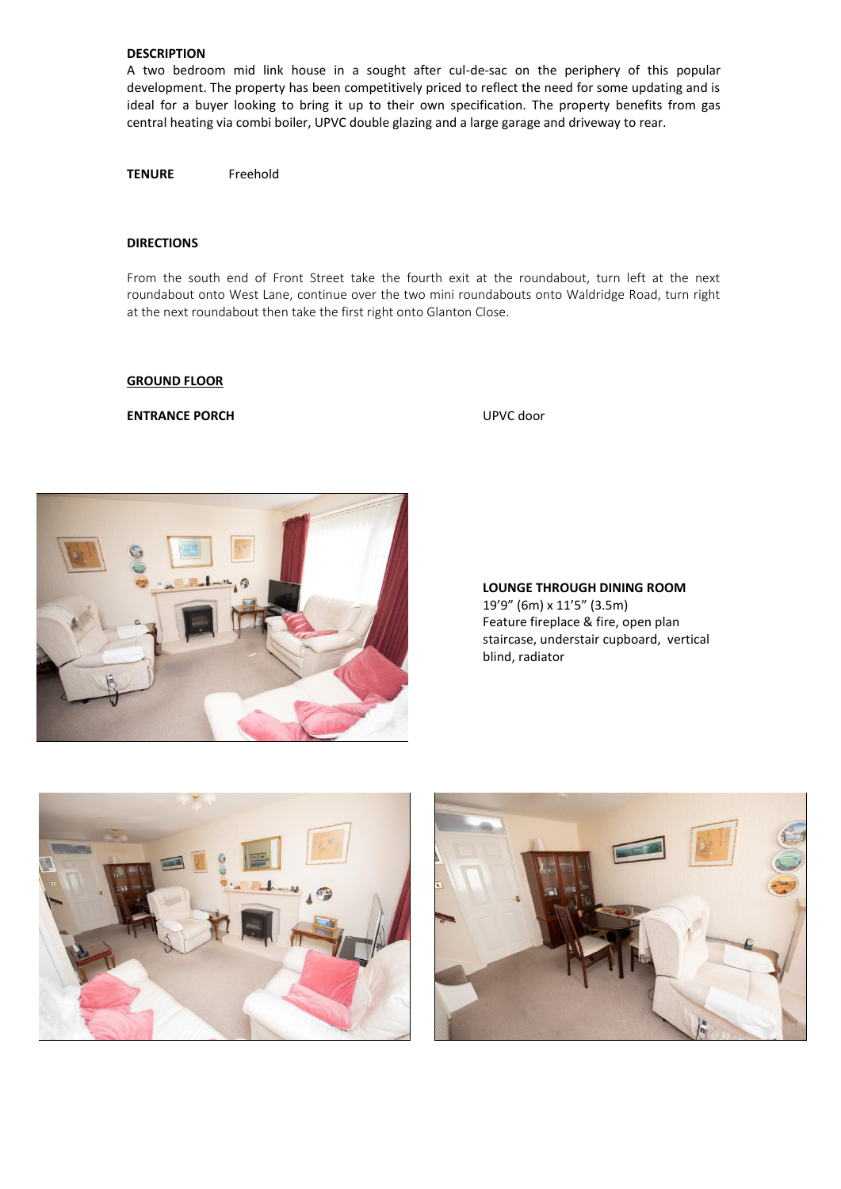**DESCRIPTION**

A two bedroom mid link house in a sought after cul-de-sac on the periphery of this popular development. The property has been competitively priced to reflect the need for some updating and is ideal for a buyer looking to bring it up to their own specification. The property benefits from gas central heating via combi boiler, UPVC double glazing and a large garage and driveway to rear.

**TENURE** Freehold

**DIRECTIONS**

From the south end of Front Street take the fourth exit at the roundabout, turn left at the next roundabout onto West Lane, continue over the two mini roundabouts onto Waldridge Road, turn right at the next roundabout then take the first right onto Glanton Close.

**GROUND FLOOR**

**ENTRANCE PORCH**

UPVC door

**LOUNGE THROUGH DINING ROOM**

19'9" (6m) x 11'5" (3.5m)

Feature fireplace & fire, open plan staircase, understair cupboard, vertical blind, radiator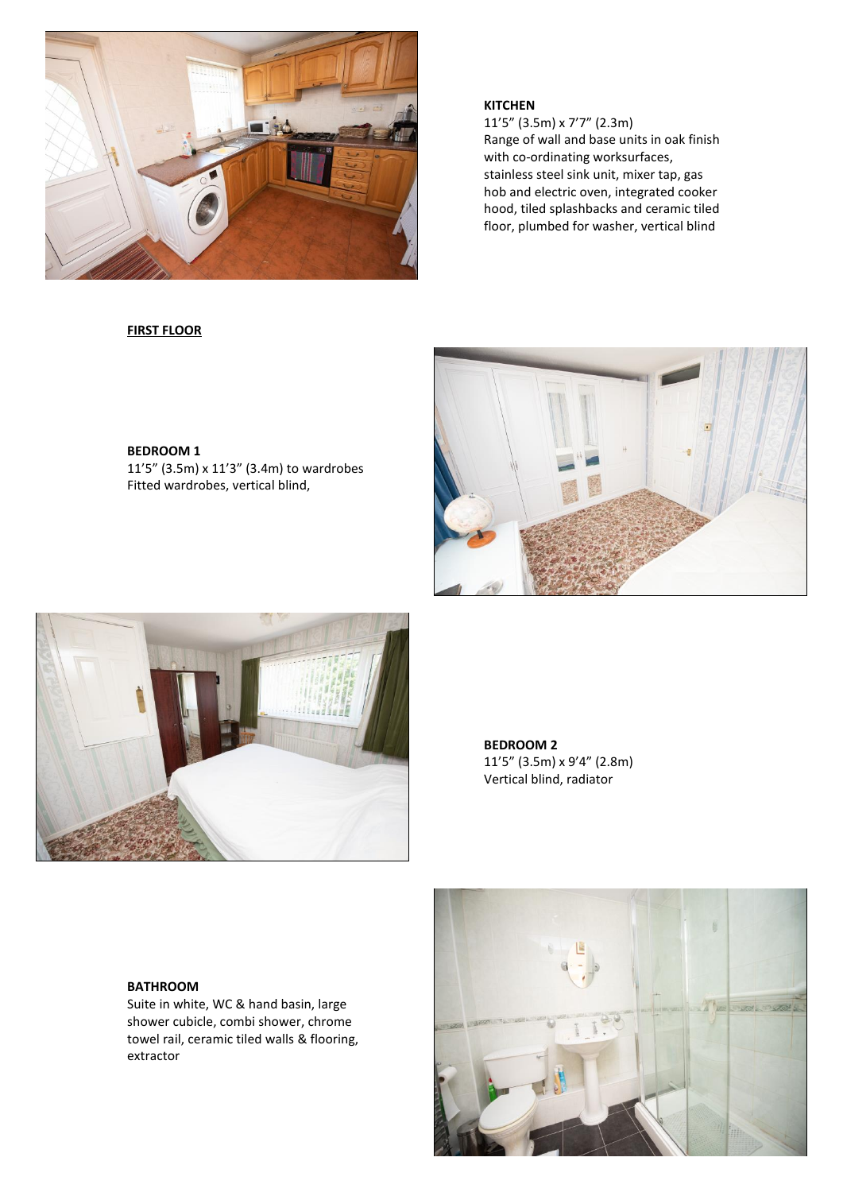**KITCHEN**
11'5" (3.5m) x 7'7" (2.3m)
Range of wall and base units in oak finish with co-ordinating worksurfaces, stainless steel sink unit, mixer tap, gas hob and electric oven, integrated cooker hood, tiled splashbacks and ceramic tiled floor, plumbed for washer, vertical blind

**FIRST FLOOR**

**BEDROOM 1**
11'5" (3.5m) x 11'3" (3.4m) to wardrobes
Fitted wardrobes, vertical blind,

**BEDROOM 2**
11'5" (3.5m) x 9'4" (2.8m)
Vertical blind, radiator

**BATHROOM**
Suite in white, WC & hand basin, large shower cubicle, combi shower, chrome towel rail, ceramic tiled walls & flooring, extractor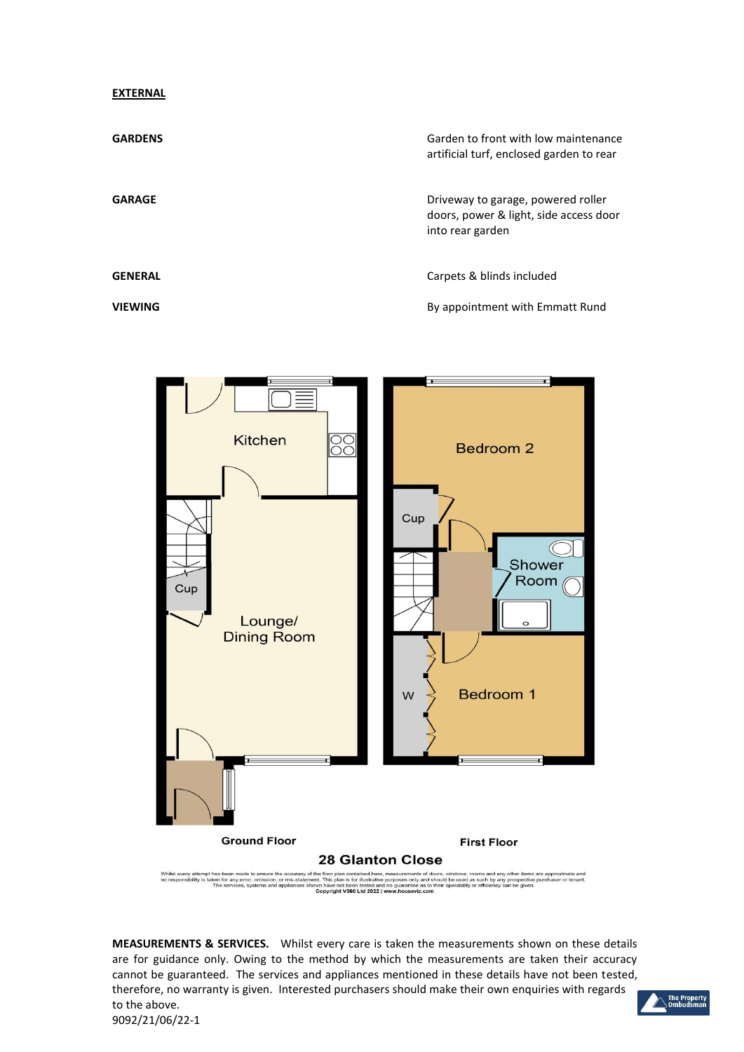## EXTERNAL

| | |
|---|---|
| **GARDENS** | Garden to front with low maintenance artificial turf, enclosed garden to rear |
| **GARAGE** | Driveway to garage, powered roller doors, power & light, side access door into rear garden |
| **GENERAL** | Carpets & blinds included |
| **VIEWING** | By appointment with Emmatt Rund |

Kitchen

Cup

Lounge/
Dining Room

Bedroom 2

Cup

Shower
Room

W

Bedroom 1

Ground Floor

First Floor

**28 Glanton Close**

Whilst every attempt has been made to ensure the accuracy of the floor plan contained here, measurements of doors, windows, rooms and any other items are approximate and no responsibility is taken for any error, omission, or mis-statement. This plan is for illustrative purposes only and should be used as such by any prospective purchaser or tenant. The services, systems and appliances shown have not been tested and no guarantee as to their operability or efficiency can be given.
Copyright V360 Ltd 2022 | www.houseviz.com

**MEASUREMENTS & SERVICES.** Whilst every care is taken the measurements shown on these details are for guidance only. Owing to the method by which the measurements are taken their accuracy cannot be guaranteed. The services and appliances mentioned in these details have not been tested, therefore, no warranty is given. Interested purchasers should make their own enquiries with regards to the above.

9092/21/06/22-1

The Property Ombudsman